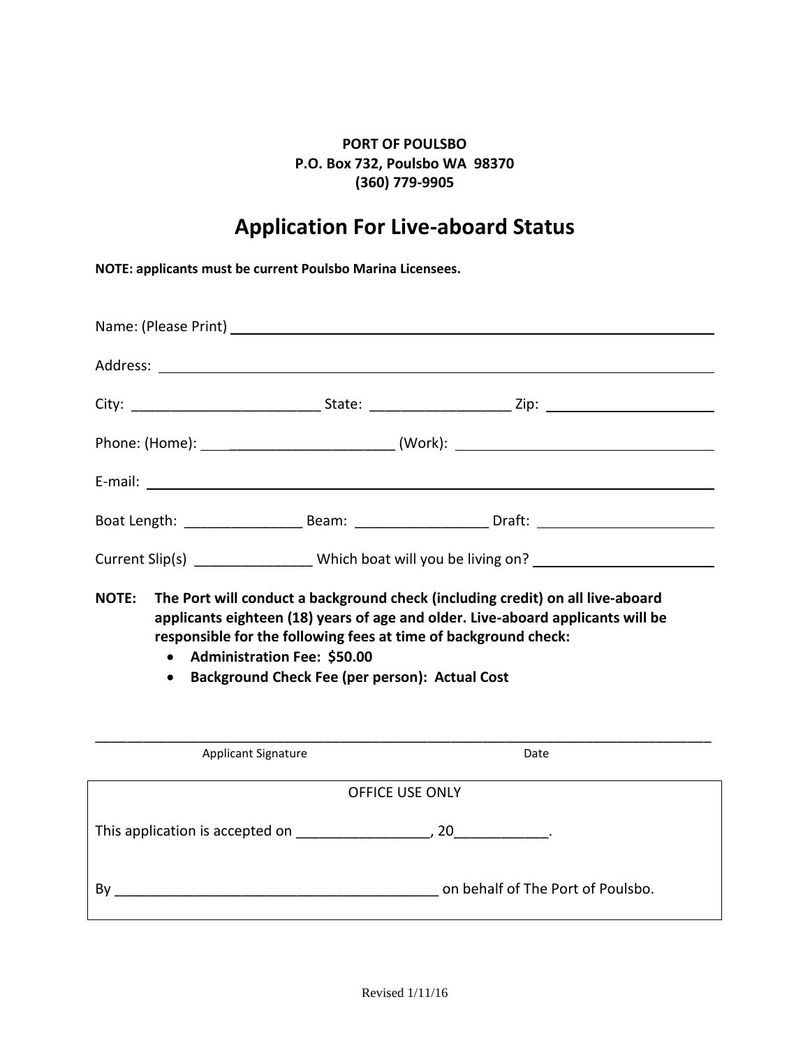**PORT OF POULSBO**
**P.O. Box 732, Poulsbo WA 98370**
**(360) 779-9905**

# Application For Live-aboard Status

**NOTE: applicants must be current Poulsbo Marina Licensees.**

Name: (Please Print) ______________________________________________

Address: ______________________________________________

City: ________________________ State: _________________ Zip: ____________________

Phone: (Home): _____________________ (Work): ______________________________

E-mail: ______________________________________________

Boat Length: _______________ Beam: ________________ Draft: ____________________

Current Slip(s) _______________ Which boat will you be living on? ____________________

**NOTE: The Port will conduct a background check (including credit) on all live-aboard applicants eighteen (18) years of age and older. Live-aboard applicants will be responsible for the following fees at time of background check:**

- **Administration Fee: $50.00**
- **Background Check Fee (per person): Actual Cost**

_______________________________________________________________________________

Applicant Signature                                        Date

---

OFFICE USE ONLY

This application is accepted on _________________, 20____________.

By __________________________________________ on behalf of The Port of Poulsbo.

---

Revised 1/11/16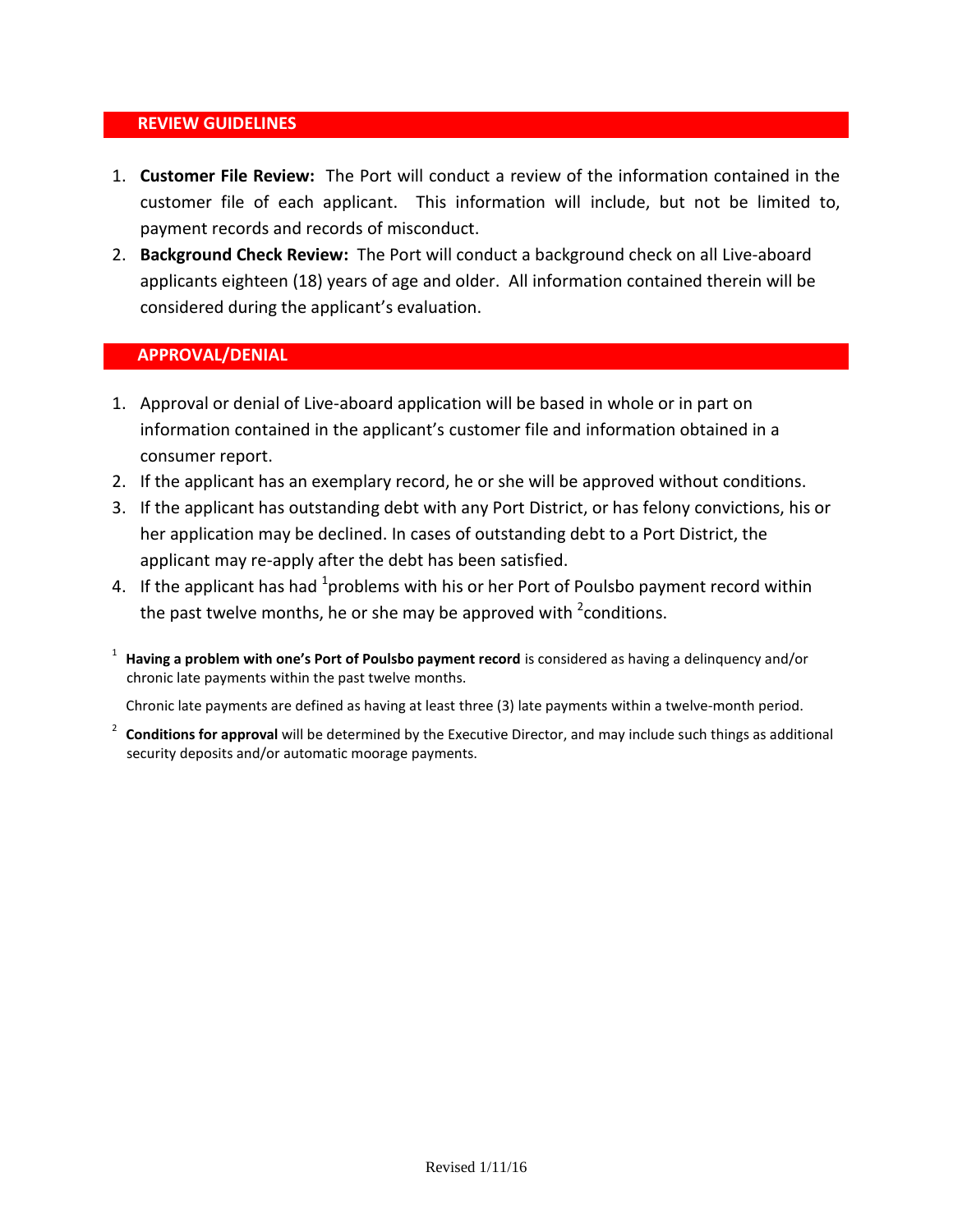## REVIEW GUIDELINES

1. **Customer File Review:** The Port will conduct a review of the information contained in the customer file of each applicant. This information will include, but not be limited to, payment records and records of misconduct.
2. **Background Check Review:** The Port will conduct a background check on all Live-aboard applicants eighteen (18) years of age and older. All information contained therein will be considered during the applicant's evaluation.

## APPROVAL/DENIAL

1. Approval or denial of Live-aboard application will be based in whole or in part on information contained in the applicant's customer file and information obtained in a consumer report.
2. If the applicant has an exemplary record, he or she will be approved without conditions.
3. If the applicant has outstanding debt with any Port District, or has felony convictions, his or her application may be declined. In cases of outstanding debt to a Port District, the applicant may re-apply after the debt has been satisfied.
4. If the applicant has had [1]problems with his or her Port of Poulsbo payment record within the past twelve months, he or she may be approved with [2]conditions.

[1] **Having a problem with one's Port of Poulsbo payment record** is considered as having a delinquency and/or chronic late payments within the past twelve months.

Chronic late payments are defined as having at least three (3) late payments within a twelve-month period.

[2] **Conditions for approval** will be determined by the Executive Director, and may include such things as additional security deposits and/or automatic moorage payments.

Revised 1/11/16